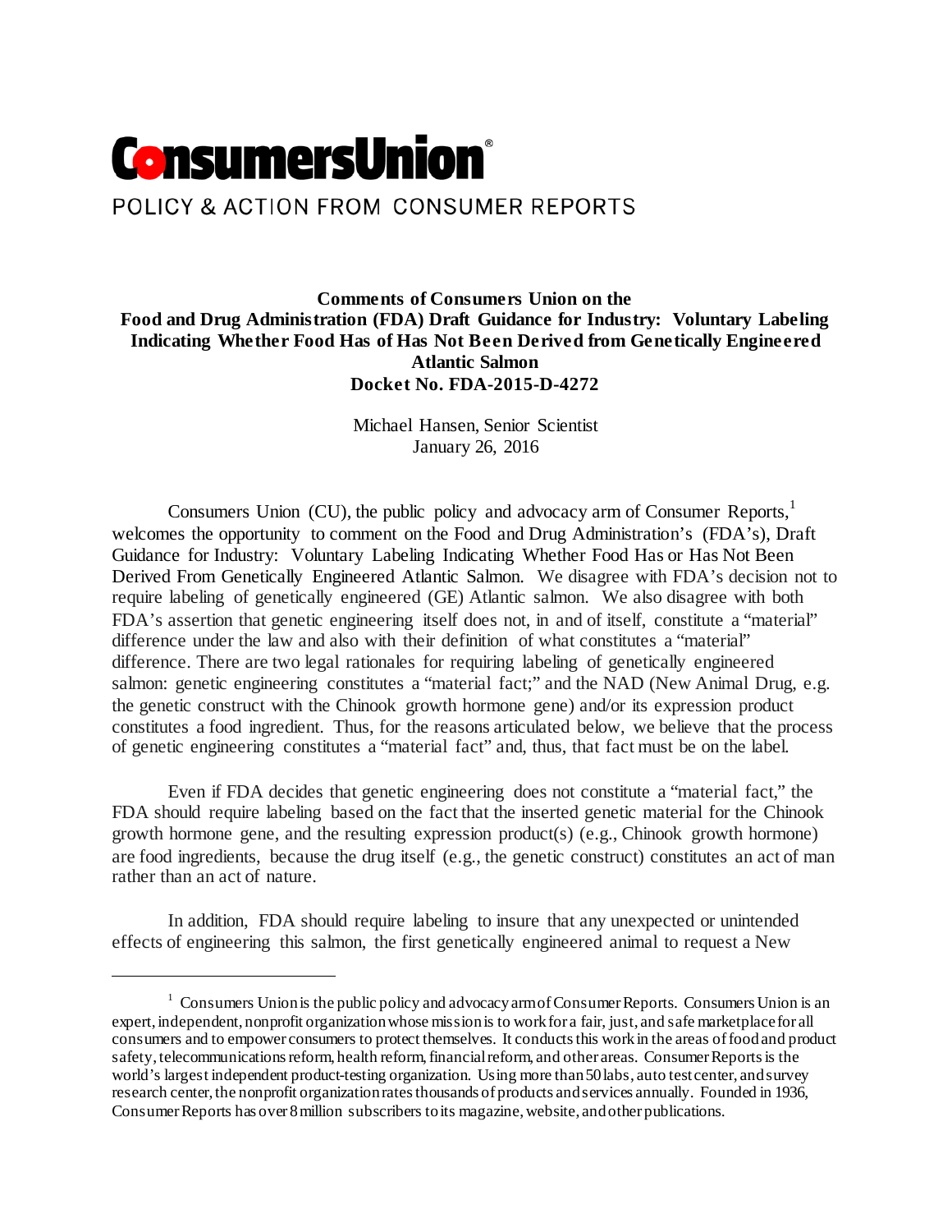# ConsumersUnion®

POLICY & ACTION FROM CONSUMER REPORTS

**Comments of Consumers Union on the Food and Drug Administration (FDA) Draft Guidance for Industry: Voluntary Labeling Indicating Whether Food Has of Has Not Been Derived from Genetically Engineered Atlantic Salmon**
**Docket No. FDA-2015-D-4272**

Michael Hansen, Senior Scientist
January 26, 2016

Consumers Union (CU), the public policy and advocacy arm of Consumer Reports,[1] welcomes the opportunity to comment on the Food and Drug Administration's (FDA's), Draft Guidance for Industry: Voluntary Labeling Indicating Whether Food Has or Has Not Been Derived From Genetically Engineered Atlantic Salmon. We disagree with FDA's decision not to require labeling of genetically engineered (GE) Atlantic salmon. We also disagree with both FDA's assertion that genetic engineering itself does not, in and of itself, constitute a "material" difference under the law and also with their definition of what constitutes a "material" difference. There are two legal rationales for requiring labeling of genetically engineered salmon: genetic engineering constitutes a "material fact;" and the NAD (New Animal Drug, e.g. the genetic construct with the Chinook growth hormone gene) and/or its expression product constitutes a food ingredient. Thus, for the reasons articulated below, we believe that the process of genetic engineering constitutes a "material fact" and, thus, that fact must be on the label.

Even if FDA decides that genetic engineering does not constitute a "material fact," the FDA should require labeling based on the fact that the inserted genetic material for the Chinook growth hormone gene, and the resulting expression product(s) (e.g., Chinook growth hormone) are food ingredients, because the drug itself (e.g., the genetic construct) constitutes an act of man rather than an act of nature.

In addition, FDA should require labeling to insure that any unexpected or unintended effects of engineering this salmon, the first genetically engineered animal to request a New

[1] Consumers Union is the public policy and advocacy arm of Consumer Reports. Consumers Union is an expert, independent, nonprofit organization whose mission is to work for a fair, just, and safe marketplace for all consumers and to empower consumers to protect themselves. It conducts this work in the areas of food and product safety, telecommunications reform, health reform, financial reform, and other areas. Consumer Reports is the world's largest independent product-testing organization. Using more than 50 labs, auto test center, and survey research center, the nonprofit organization rates thousands of products and services annually. Founded in 1936, Consumer Reports has over 8 million subscribers to its magazine, website, and other publications.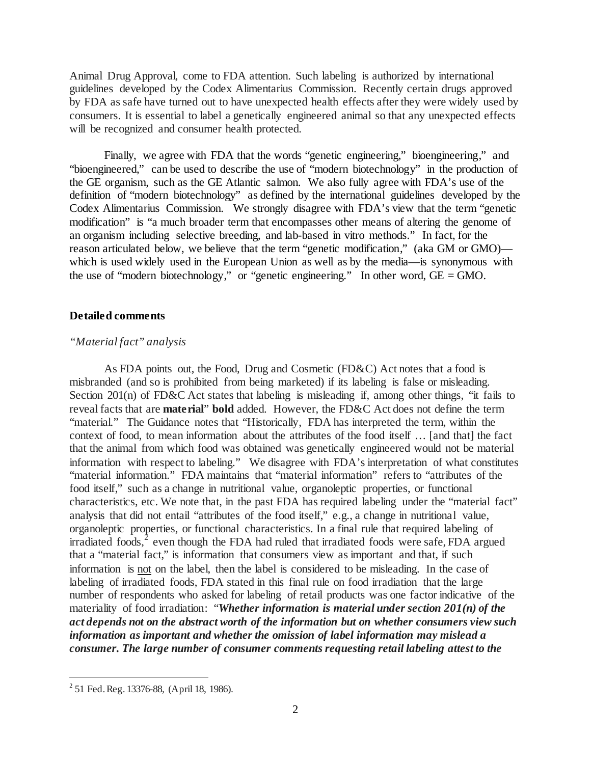Animal Drug Approval, come to FDA attention. Such labeling is authorized by international guidelines developed by the Codex Alimentarius Commission. Recently certain drugs approved by FDA as safe have turned out to have unexpected health effects after they were widely used by consumers. It is essential to label a genetically engineered animal so that any unexpected effects will be recognized and consumer health protected.

Finally, we agree with FDA that the words "genetic engineering," bioengineering," and "bioengineered," can be used to describe the use of "modern biotechnology" in the production of the GE organism, such as the GE Atlantic salmon. We also fully agree with FDA's use of the definition of "modern biotechnology" as defined by the international guidelines developed by the Codex Alimentarius Commission. We strongly disagree with FDA's view that the term "genetic modification" is "a much broader term that encompasses other means of altering the genome of an organism including selective breeding, and lab-based in vitro methods." In fact, for the reason articulated below, we believe that the term "genetic modification," (aka GM or GMO)—which is used widely used in the European Union as well as by the media—is synonymous with the use of "modern biotechnology," or "genetic engineering." In other word, GE = GMO.

### Detailed comments

*"Material fact" analysis*

As FDA points out, the Food, Drug and Cosmetic (FD&C) Act notes that a food is misbranded (and so is prohibited from being marketed) if its labeling is false or misleading. Section 201(n) of FD&C Act states that labeling is misleading if, among other things, "it fails to reveal facts that are **material**" **bold** added. However, the FD&C Act does not define the term "material." The Guidance notes that "Historically, FDA has interpreted the term, within the context of food, to mean information about the attributes of the food itself … [and that] the fact that the animal from which food was obtained was genetically engineered would not be material information with respect to labeling." We disagree with FDA's interpretation of what constitutes "material information." FDA maintains that "material information" refers to "attributes of the food itself," such as a change in nutritional value, organoleptic properties, or functional characteristics, etc. We note that, in the past FDA has required labeling under the "material fact" analysis that did not entail "attributes of the food itself," e.g., a change in nutritional value, organoleptic properties, or functional characteristics. In a final rule that required labeling of irradiated foods,[2] even though the FDA had ruled that irradiated foods were safe, FDA argued that a "material fact," is information that consumers view as important and that, if such information is <u>not</u> on the label, then the label is considered to be misleading. In the case of labeling of irradiated foods, FDA stated in this final rule on food irradiation that the large number of respondents who asked for labeling of retail products was one factor indicative of the materiality of food irradiation: "***Whether information is material under section 201(n) of the act depends not on the abstract worth of the information but on whether consumers view such information as important and whether the omission of label information may mislead a consumer. The large number of consumer comments requesting retail labeling attest to the***

---

[2] 51 Fed. Reg. 13376-88, (April 18, 1986).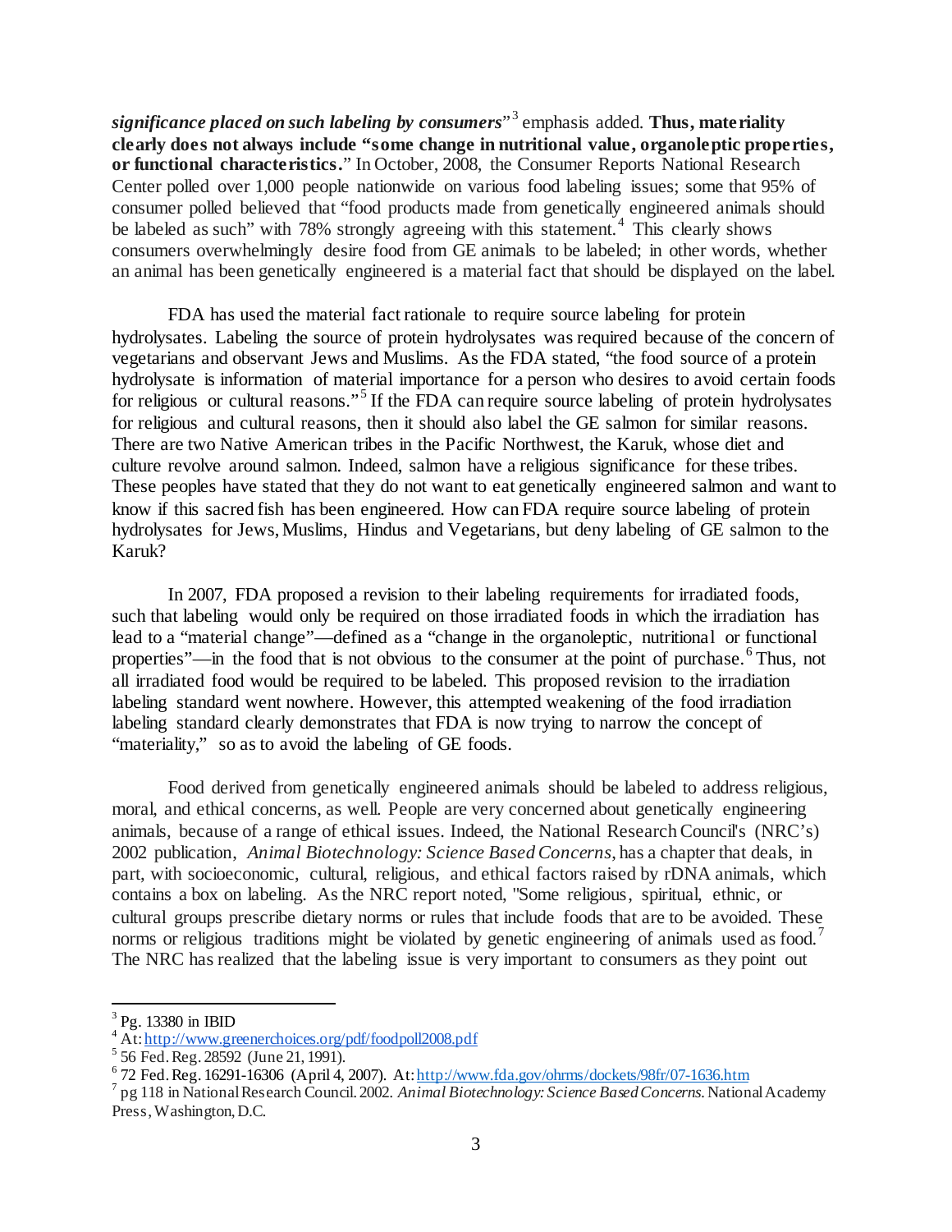***significance placed on such labeling by consumers***"[3] emphasis added. **Thus, materiality clearly does not always include "some change in nutritional value, organoleptic properties, or functional characteristics.**" In October, 2008, the Consumer Reports National Research Center polled over 1,000 people nationwide on various food labeling issues; some that 95% of consumer polled believed that "food products made from genetically engineered animals should be labeled as such" with 78% strongly agreeing with this statement.[4] This clearly shows consumers overwhelmingly desire food from GE animals to be labeled; in other words, whether an animal has been genetically engineered is a material fact that should be displayed on the label.

FDA has used the material fact rationale to require source labeling for protein hydrolysates. Labeling the source of protein hydrolysates was required because of the concern of vegetarians and observant Jews and Muslims. As the FDA stated, "the food source of a protein hydrolysate is information of material importance for a person who desires to avoid certain foods for religious or cultural reasons."[5] If the FDA can require source labeling of protein hydrolysates for religious and cultural reasons, then it should also label the GE salmon for similar reasons. There are two Native American tribes in the Pacific Northwest, the Karuk, whose diet and culture revolve around salmon. Indeed, salmon have a religious significance for these tribes. These peoples have stated that they do not want to eat genetically engineered salmon and want to know if this sacred fish has been engineered. How can FDA require source labeling of protein hydrolysates for Jews, Muslims, Hindus and Vegetarians, but deny labeling of GE salmon to the Karuk?

In 2007, FDA proposed a revision to their labeling requirements for irradiated foods, such that labeling would only be required on those irradiated foods in which the irradiation has lead to a "material change"—defined as a "change in the organoleptic, nutritional or functional properties"—in the food that is not obvious to the consumer at the point of purchase.[6] Thus, not all irradiated food would be required to be labeled. This proposed revision to the irradiation labeling standard went nowhere. However, this attempted weakening of the food irradiation labeling standard clearly demonstrates that FDA is now trying to narrow the concept of "materiality," so as to avoid the labeling of GE foods.

Food derived from genetically engineered animals should be labeled to address religious, moral, and ethical concerns, as well. People are very concerned about genetically engineering animals, because of a range of ethical issues. Indeed, the National Research Council's (NRC's) 2002 publication, *Animal Biotechnology: Science Based Concerns*, has a chapter that deals, in part, with socioeconomic, cultural, religious, and ethical factors raised by rDNA animals, which contains a box on labeling. As the NRC report noted, "Some religious, spiritual, ethnic, or cultural groups prescribe dietary norms or rules that include foods that are to be avoided. These norms or religious traditions might be violated by genetic engineering of animals used as food.[7] The NRC has realized that the labeling issue is very important to consumers as they point out

---

[3] Pg. 13380 in IBID

[4] At: http://www.greenerchoices.org/pdf/foodpoll2008.pdf

[5] 56 Fed. Reg. 28592 (June 21, 1991).

[6] 72 Fed. Reg. 16291-16306 (April 4, 2007). At: http://www.fda.gov/ohrms/dockets/98fr/07-1636.htm

[7] pg 118 in National Research Council. 2002. *Animal Biotechnology: Science Based Concerns*. National Academy Press, Washington, D.C.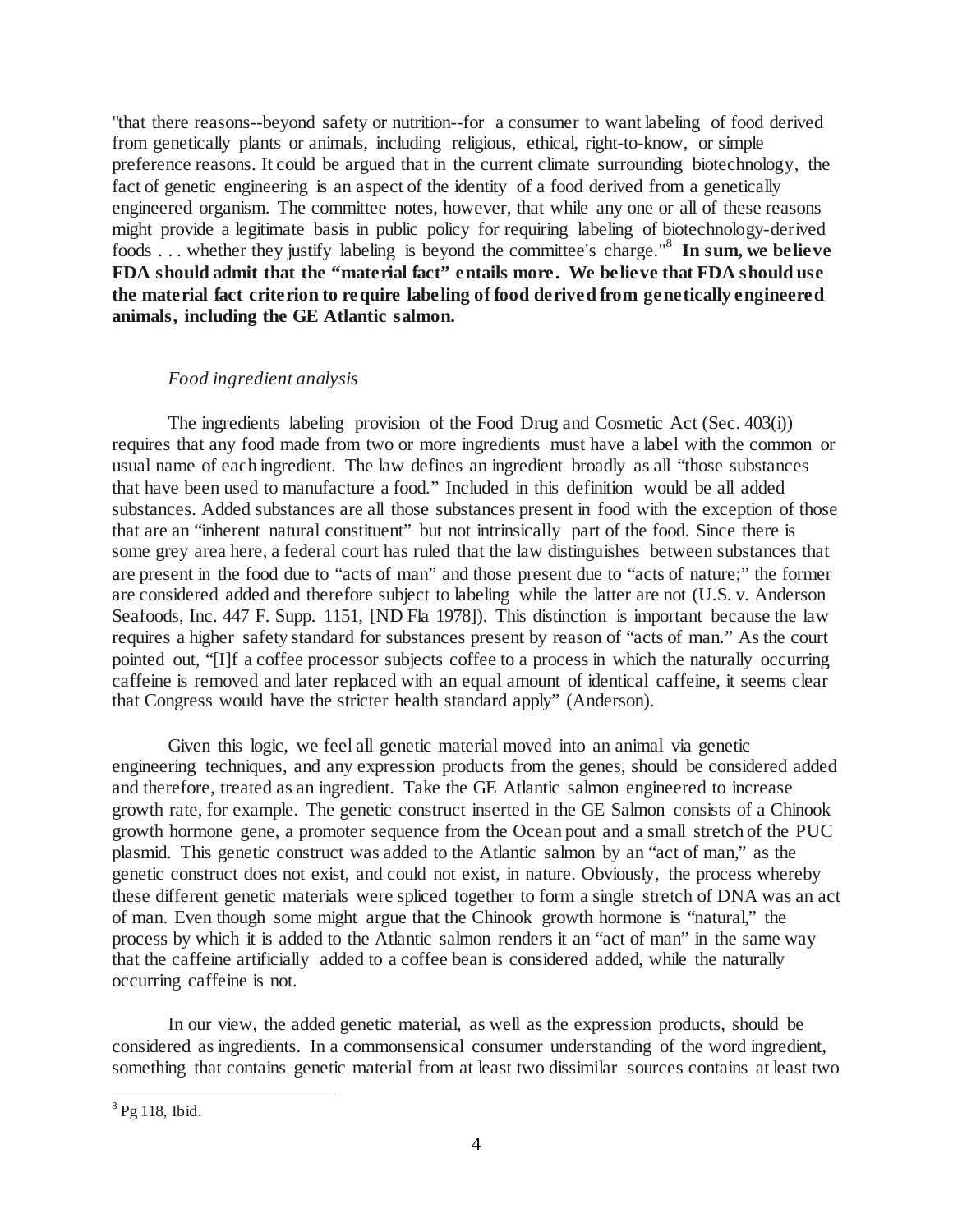"that there reasons--beyond safety or nutrition--for a consumer to want labeling of food derived from genetically plants or animals, including religious, ethical, right-to-know, or simple preference reasons. It could be argued that in the current climate surrounding biotechnology, the fact of genetic engineering is an aspect of the identity of a food derived from a genetically engineered organism. The committee notes, however, that while any one or all of these reasons might provide a legitimate basis in public policy for requiring labeling of biotechnology-derived foods . . . whether they justify labeling is beyond the committee's charge."[8] **In sum, we believe FDA should admit that the "material fact" entails more. We believe that FDA should use the material fact criterion to require labeling of food derived from genetically engineered animals, including the GE Atlantic salmon.**

*Food ingredient analysis*

The ingredients labeling provision of the Food Drug and Cosmetic Act (Sec. 403(i)) requires that any food made from two or more ingredients must have a label with the common or usual name of each ingredient. The law defines an ingredient broadly as all "those substances that have been used to manufacture a food." Included in this definition would be all added substances. Added substances are all those substances present in food with the exception of those that are an "inherent natural constituent" but not intrinsically part of the food. Since there is some grey area here, a federal court has ruled that the law distinguishes between substances that are present in the food due to "acts of man" and those present due to "acts of nature;" the former are considered added and therefore subject to labeling while the latter are not (U.S. v. Anderson Seafoods, Inc. 447 F. Supp. 1151, [ND Fla 1978]). This distinction is important because the law requires a higher safety standard for substances present by reason of "acts of man." As the court pointed out, "[I]f a coffee processor subjects coffee to a process in which the naturally occurring caffeine is removed and later replaced with an equal amount of identical caffeine, it seems clear that Congress would have the stricter health standard apply" (Anderson).

Given this logic, we feel all genetic material moved into an animal via genetic engineering techniques, and any expression products from the genes, should be considered added and therefore, treated as an ingredient. Take the GE Atlantic salmon engineered to increase growth rate, for example. The genetic construct inserted in the GE Salmon consists of a Chinook growth hormone gene, a promoter sequence from the Ocean pout and a small stretch of the PUC plasmid. This genetic construct was added to the Atlantic salmon by an "act of man," as the genetic construct does not exist, and could not exist, in nature. Obviously, the process whereby these different genetic materials were spliced together to form a single stretch of DNA was an act of man. Even though some might argue that the Chinook growth hormone is "natural," the process by which it is added to the Atlantic salmon renders it an "act of man" in the same way that the caffeine artificially added to a coffee bean is considered added, while the naturally occurring caffeine is not.

In our view, the added genetic material, as well as the expression products, should be considered as ingredients. In a commonsensical consumer understanding of the word ingredient, something that contains genetic material from at least two dissimilar sources contains at least two

[8] Pg 118, Ibid.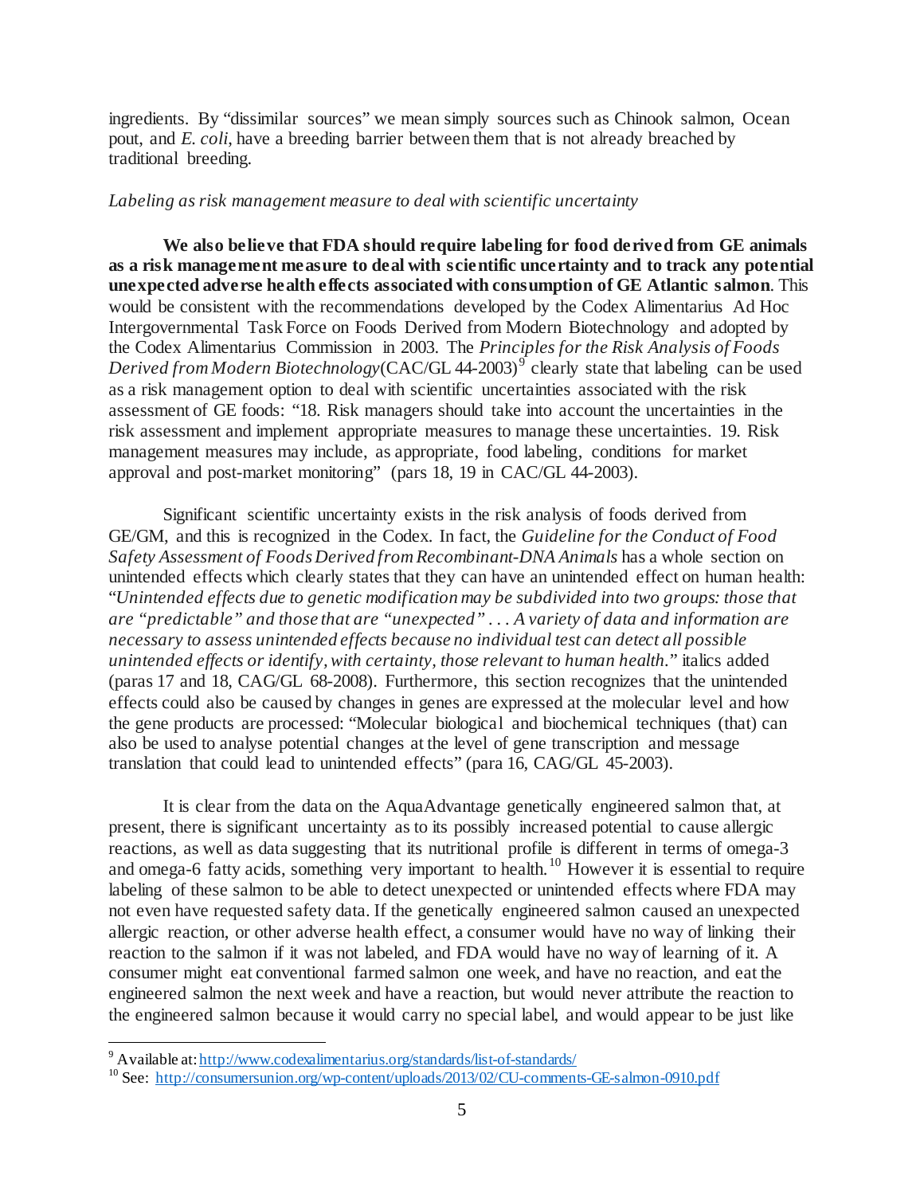ingredients. By "dissimilar sources" we mean simply sources such as Chinook salmon, Ocean pout, and *E. coli*, have a breeding barrier between them that is not already breached by traditional breeding.

*Labeling as risk management measure to deal with scientific uncertainty*

**We also believe that FDA should require labeling for food derived from GE animals as a risk management measure to deal with scientific uncertainty and to track any potential unexpected adverse health effects associated with consumption of GE Atlantic salmon**. This would be consistent with the recommendations developed by the Codex Alimentarius Ad Hoc Intergovernmental Task Force on Foods Derived from Modern Biotechnology and adopted by the Codex Alimentarius Commission in 2003. The *Principles for the Risk Analysis of Foods Derived from Modern Biotechnology*(CAC/GL 44-2003)[9] clearly state that labeling can be used as a risk management option to deal with scientific uncertainties associated with the risk assessment of GE foods: "18. Risk managers should take into account the uncertainties in the risk assessment and implement appropriate measures to manage these uncertainties. 19. Risk management measures may include, as appropriate, food labeling, conditions for market approval and post-market monitoring" (pars 18, 19 in CAC/GL 44-2003).

Significant scientific uncertainty exists in the risk analysis of foods derived from GE/GM, and this is recognized in the Codex. In fact, the *Guideline for the Conduct of Food Safety Assessment of Foods Derived from Recombinant-DNA Animals* has a whole section on unintended effects which clearly states that they can have an unintended effect on human health: "*Unintended effects due to genetic modification may be subdivided into two groups: those that are "predictable" and those that are "unexpected" . . . A variety of data and information are necessary to assess unintended effects because no individual test can detect all possible unintended effects or identify, with certainty, those relevant to human health.*" italics added (paras 17 and 18, CAG/GL 68-2008). Furthermore, this section recognizes that the unintended effects could also be caused by changes in genes are expressed at the molecular level and how the gene products are processed: "Molecular biological and biochemical techniques (that) can also be used to analyse potential changes at the level of gene transcription and message translation that could lead to unintended effects" (para 16, CAG/GL 45-2003).

It is clear from the data on the AquaAdvantage genetically engineered salmon that, at present, there is significant uncertainty as to its possibly increased potential to cause allergic reactions, as well as data suggesting that its nutritional profile is different in terms of omega-3 and omega-6 fatty acids, something very important to health.[10] However it is essential to require labeling of these salmon to be able to detect unexpected or unintended effects where FDA may not even have requested safety data. If the genetically engineered salmon caused an unexpected allergic reaction, or other adverse health effect, a consumer would have no way of linking their reaction to the salmon if it was not labeled, and FDA would have no way of learning of it. A consumer might eat conventional farmed salmon one week, and have no reaction, and eat the engineered salmon the next week and have a reaction, but would never attribute the reaction to the engineered salmon because it would carry no special label, and would appear to be just like

---

[9] Available at: http://www.codexalimentarius.org/standards/list-of-standards/

[10] See: http://consumersunion.org/wp-content/uploads/2013/02/CU-comments-GE-salmon-0910.pdf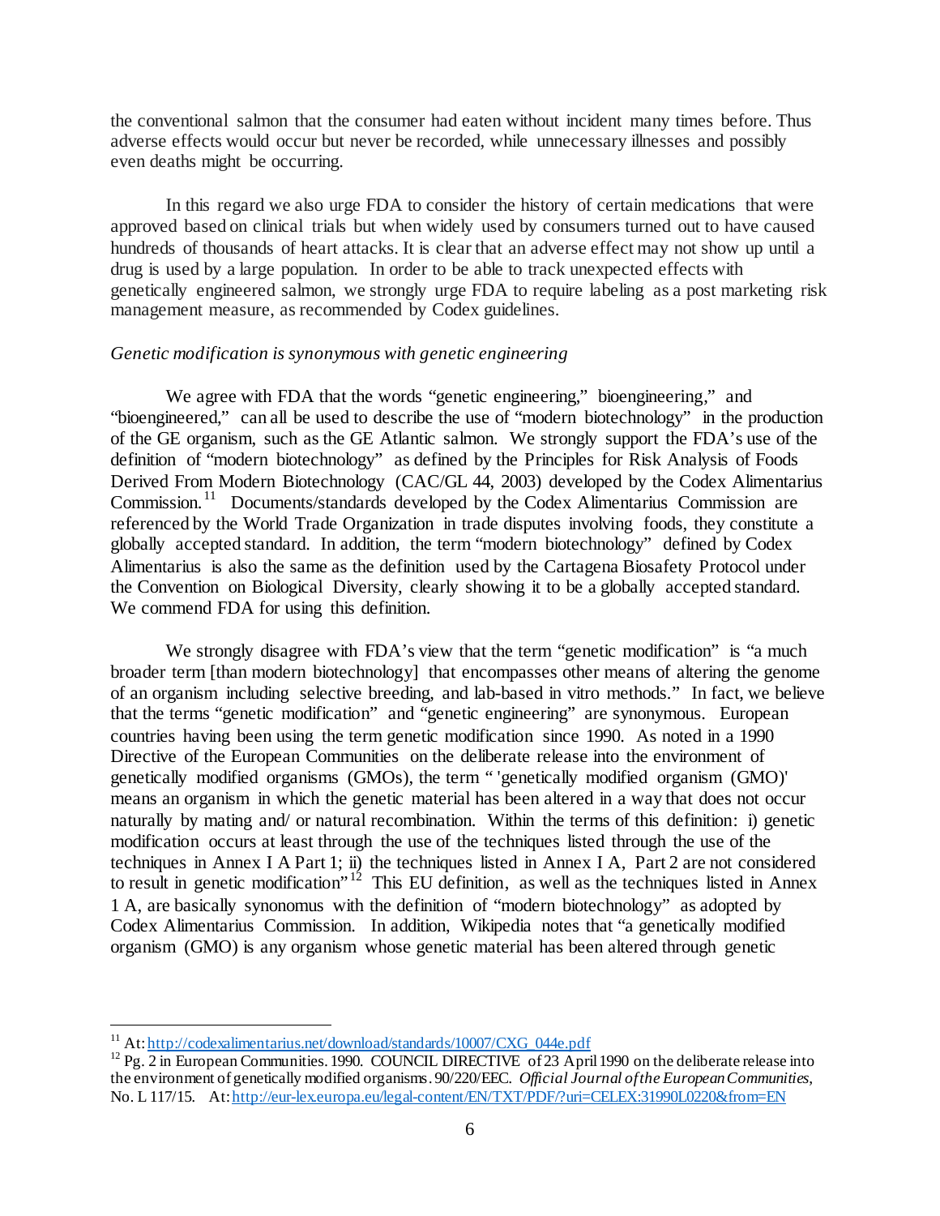the conventional salmon that the consumer had eaten without incident many times before. Thus adverse effects would occur but never be recorded, while unnecessary illnesses and possibly even deaths might be occurring.

In this regard we also urge FDA to consider the history of certain medications that were approved based on clinical trials but when widely used by consumers turned out to have caused hundreds of thousands of heart attacks. It is clear that an adverse effect may not show up until a drug is used by a large population. In order to be able to track unexpected effects with genetically engineered salmon, we strongly urge FDA to require labeling as a post marketing risk management measure, as recommended by Codex guidelines.

*Genetic modification is synonymous with genetic engineering*

We agree with FDA that the words "genetic engineering," bioengineering," and "bioengineered," can all be used to describe the use of "modern biotechnology" in the production of the GE organism, such as the GE Atlantic salmon. We strongly support the FDA's use of the definition of "modern biotechnology" as defined by the Principles for Risk Analysis of Foods Derived From Modern Biotechnology (CAC/GL 44, 2003) developed by the Codex Alimentarius Commission.[11] Documents/standards developed by the Codex Alimentarius Commission are referenced by the World Trade Organization in trade disputes involving foods, they constitute a globally accepted standard. In addition, the term "modern biotechnology" defined by Codex Alimentarius is also the same as the definition used by the Cartagena Biosafety Protocol under the Convention on Biological Diversity, clearly showing it to be a globally accepted standard. We commend FDA for using this definition.

We strongly disagree with FDA's view that the term "genetic modification" is "a much broader term [than modern biotechnology] that encompasses other means of altering the genome of an organism including selective breeding, and lab-based in vitro methods." In fact, we believe that the terms "genetic modification" and "genetic engineering" are synonymous. European countries having been using the term genetic modification since 1990. As noted in a 1990 Directive of the European Communities on the deliberate release into the environment of genetically modified organisms (GMOs), the term " 'genetically modified organism (GMO)' means an organism in which the genetic material has been altered in a way that does not occur naturally by mating and/ or natural recombination. Within the terms of this definition: i) genetic modification occurs at least through the use of the techniques listed through the use of the techniques in Annex I A Part 1; ii) the techniques listed in Annex I A, Part 2 are not considered to result in genetic modification"[12] This EU definition, as well as the techniques listed in Annex 1 A, are basically synonomus with the definition of "modern biotechnology" as adopted by Codex Alimentarius Commission. In addition, Wikipedia notes that "a genetically modified organism (GMO) is any organism whose genetic material has been altered through genetic

---

[11] At: http://codexalimentarius.net/download/standards/10007/CXG_044e.pdf

[12] Pg. 2 in European Communities. 1990. COUNCIL DIRECTIVE of 23 April 1990 on the deliberate release into the environment of genetically modified organisms. 90/220/EEC. *Official Journal of the European Communities*, No. L 117/15. At: http://eur-lex.europa.eu/legal-content/EN/TXT/PDF/?uri=CELEX:31990L0220&from=EN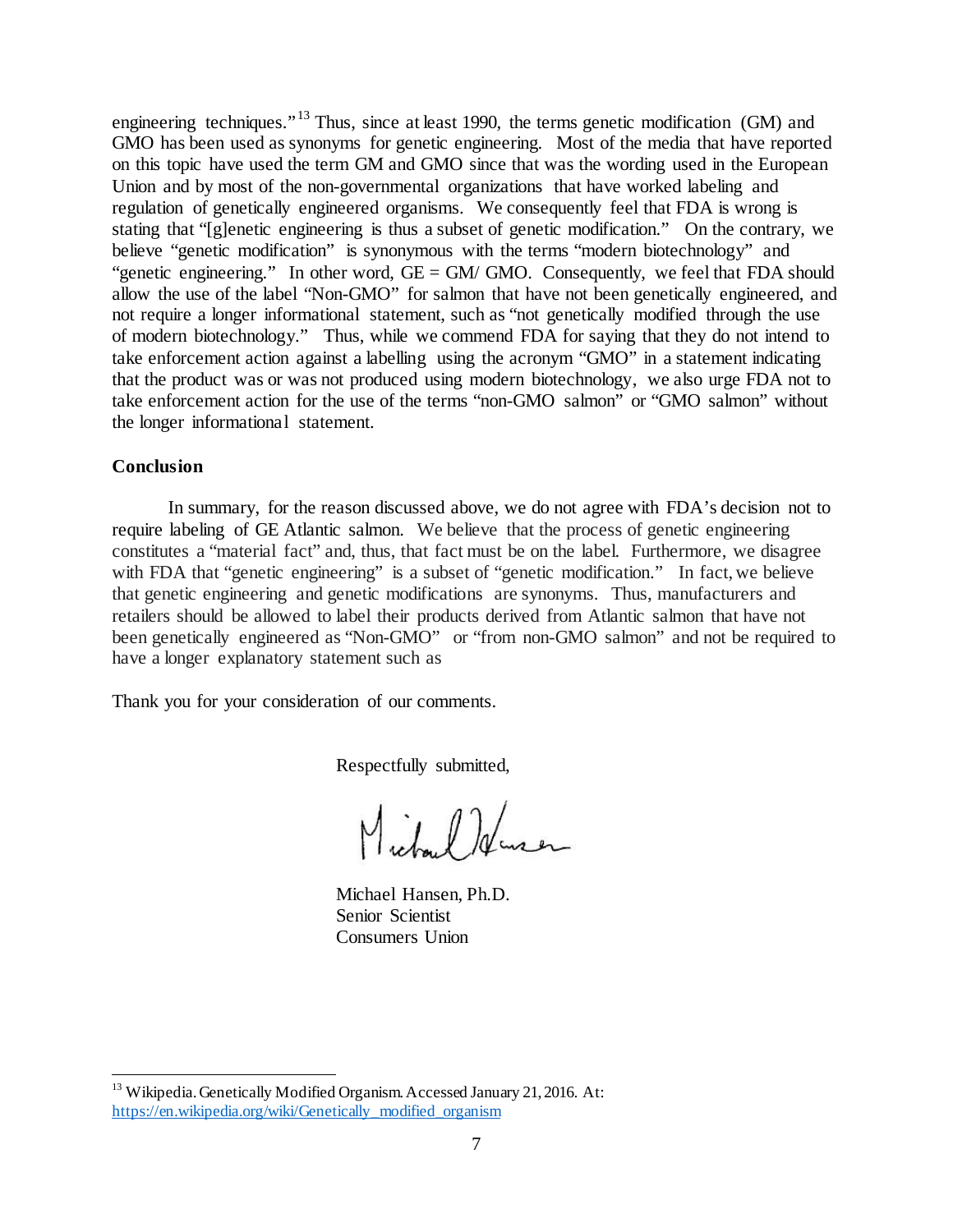engineering techniques."[13] Thus, since at least 1990, the terms genetic modification (GM) and GMO has been used as synonyms for genetic engineering. Most of the media that have reported on this topic have used the term GM and GMO since that was the wording used in the European Union and by most of the non-governmental organizations that have worked labeling and regulation of genetically engineered organisms. We consequently feel that FDA is wrong is stating that "[g]enetic engineering is thus a subset of genetic modification." On the contrary, we believe "genetic modification" is synonymous with the terms "modern biotechnology" and "genetic engineering." In other word, GE = GM/ GMO. Consequently, we feel that FDA should allow the use of the label "Non-GMO" for salmon that have not been genetically engineered, and not require a longer informational statement, such as "not genetically modified through the use of modern biotechnology." Thus, while we commend FDA for saying that they do not intend to take enforcement action against a labelling using the acronym "GMO" in a statement indicating that the product was or was not produced using modern biotechnology, we also urge FDA not to take enforcement action for the use of the terms "non-GMO salmon" or "GMO salmon" without the longer informational statement.

## Conclusion

In summary, for the reason discussed above, we do not agree with FDA's decision not to require labeling of GE Atlantic salmon. We believe that the process of genetic engineering constitutes a "material fact" and, thus, that fact must be on the label. Furthermore, we disagree with FDA that "genetic engineering" is a subset of "genetic modification." In fact, we believe that genetic engineering and genetic modifications are synonyms. Thus, manufacturers and retailers should be allowed to label their products derived from Atlantic salmon that have not been genetically engineered as "Non-GMO" or "from non-GMO salmon" and not be required to have a longer explanatory statement such as

Thank you for your consideration of our comments.

Respectfully submitted,

Michael Hansen, Ph.D.
Senior Scientist
Consumers Union

---

[13] Wikipedia. Genetically Modified Organism. Accessed January 21, 2016. At: https://en.wikipedia.org/wiki/Genetically_modified_organism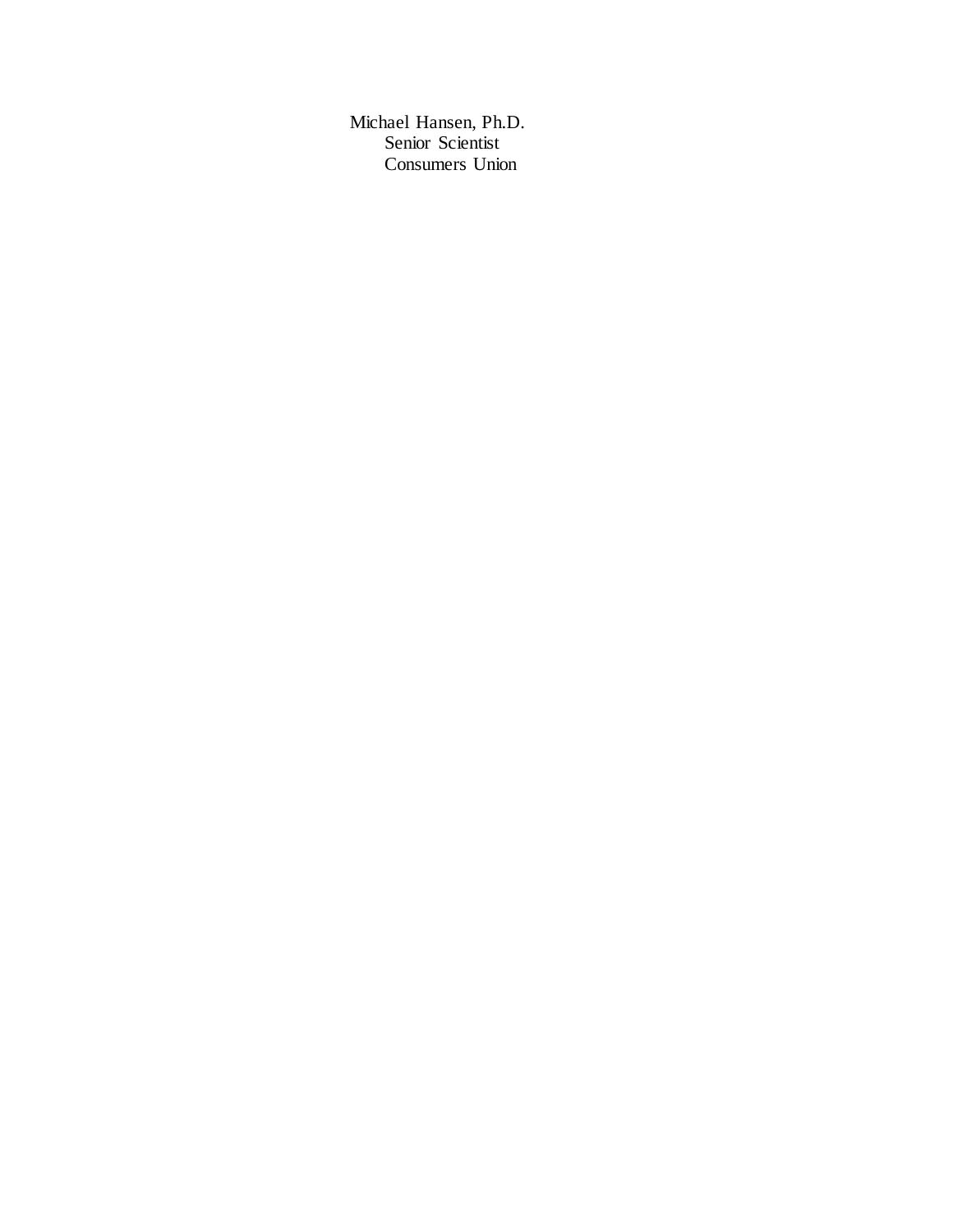Michael Hansen, Ph.D.
Senior Scientist
Consumers Union